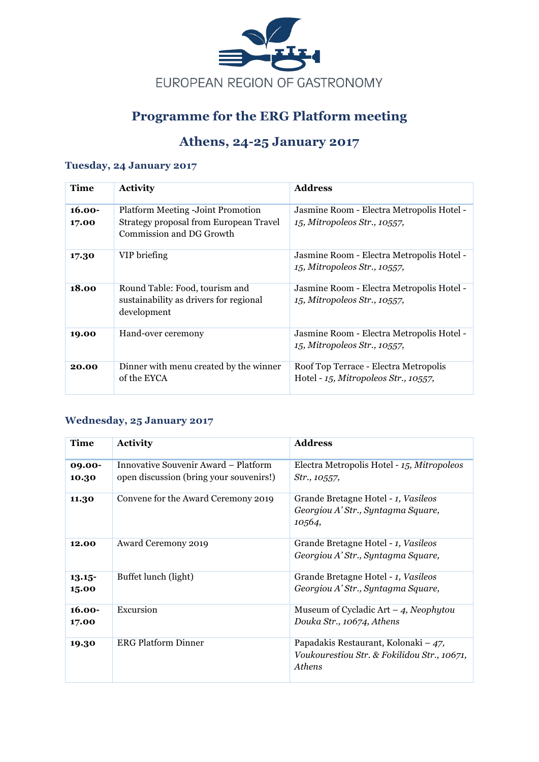EUROPEAN REGION OF GASTRONOMY

# Programme for the ERG Platform meeting

## Athens, 24-25 January 2017

### Tuesday, 24 January 2017

| Time | Activity | Address |
| --- | --- | --- |
| **16.00-17.00** | Platform Meeting -Joint Promotion Strategy proposal from European Travel Commission and DG Growth | Jasmine Room - Electra Metropolis Hotel - *15, Mitropoleos Str., 10557,* |
| **17.30** | VIP briefing | Jasmine Room - Electra Metropolis Hotel - *15, Mitropoleos Str., 10557,* |
| **18.00** | Round Table: Food, tourism and sustainability as drivers for regional development | Jasmine Room - Electra Metropolis Hotel - *15, Mitropoleos Str., 10557,* |
| **19.00** | Hand-over ceremony | Jasmine Room - Electra Metropolis Hotel - *15, Mitropoleos Str., 10557,* |
| **20.00** | Dinner with menu created by the winner of the EYCA | Roof Top Terrace - Electra Metropolis Hotel - *15, Mitropoleos Str., 10557,* |

### Wednesday, 25 January 2017

| Time | Activity | Address |
| --- | --- | --- |
| **09.00-10.30** | Innovative Souvenir Award – Platform open discussion (bring your souvenirs!) | Electra Metropolis Hotel - *15, Mitropoleos Str., 10557,* |
| **11.30** | Convene for the Award Ceremony 2019 | Grande Bretagne Hotel - *1, Vasileos Georgiou A' Str., Syntagma Square, 10564,* |
| **12.00** | Award Ceremony 2019 | Grande Bretagne Hotel - *1, Vasileos Georgiou A' Str., Syntagma Square,* |
| **13.15-15.00** | Buffet lunch (light) | Grande Bretagne Hotel - *1, Vasileos Georgiou A' Str., Syntagma Square,* |
| **16.00-17.00** | Excursion | Museum of Cycladic Art – *4, Neophytou Douka Str., 10674, Athens* |
| **19.30** | ERG Platform Dinner | Papadakis Restaurant, Kolonaki – *47, Voukourestiou Str. & Fokilidou Str., 10671, Athens* |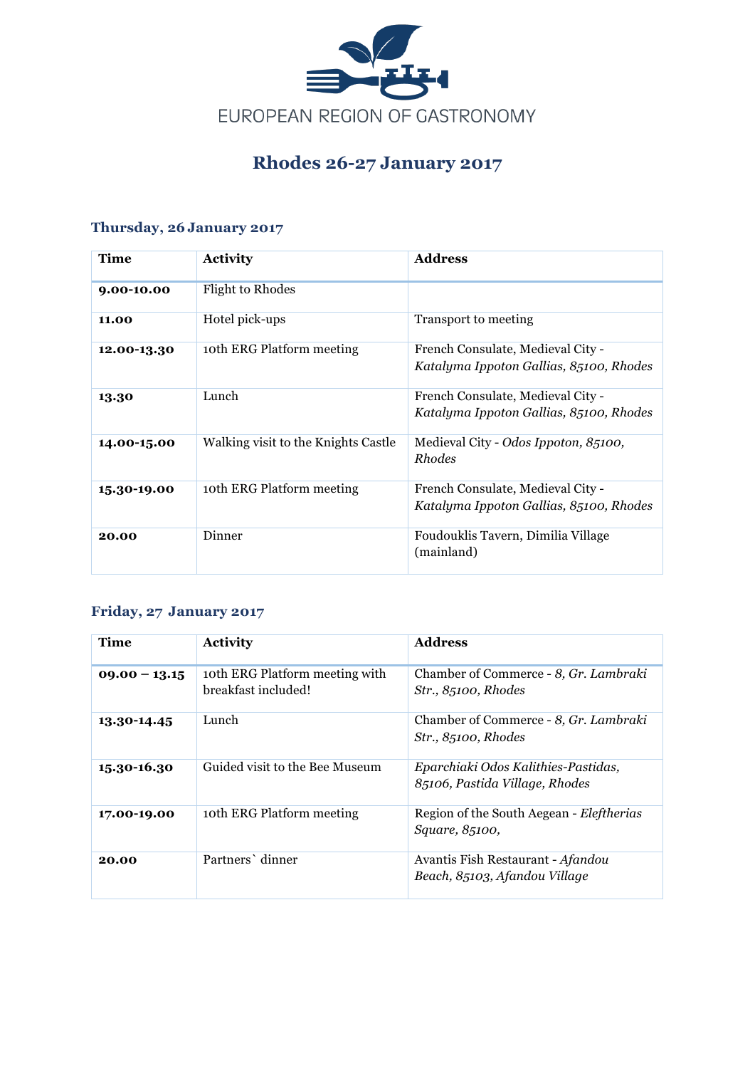EUROPEAN REGION OF GASTRONOMY

# Rhodes 26-27 January 2017

## Thursday, 26 January 2017

| Time | Activity | Address |
|---|---|---|
| **9.00-10.00** | Flight to Rhodes | |
| **11.00** | Hotel pick-ups | Transport to meeting |
| **12.00-13.30** | 10th ERG Platform meeting | French Consulate, Medieval City - *Katalyma Ippoton Gallias, 85100, Rhodes* |
| **13.30** | Lunch | French Consulate, Medieval City - *Katalyma Ippoton Gallias, 85100, Rhodes* |
| **14.00-15.00** | Walking visit to the Knights Castle | Medieval City - *Odos Ippoton, 85100, Rhodes* |
| **15.30-19.00** | 10th ERG Platform meeting | French Consulate, Medieval City - *Katalyma Ippoton Gallias, 85100, Rhodes* |
| **20.00** | Dinner | Foudouklis Tavern, Dimilia Village (mainland) |

## Friday, 27 January 2017

| Time | Activity | Address |
|---|---|---|
| **09.00 – 13.15** | 10th ERG Platform meeting with breakfast included! | Chamber of Commerce - *8, Gr. Lambraki Str., 85100, Rhodes* |
| **13.30-14.45** | Lunch | Chamber of Commerce - *8, Gr. Lambraki Str., 85100, Rhodes* |
| **15.30-16.30** | Guided visit to the Bee Museum | *Eparchiaki Odos Kalithies-Pastidas, 85106, Pastida Village, Rhodes* |
| **17.00-19.00** | 10th ERG Platform meeting | Region of the South Aegean - *Eleftherias Square, 85100,* |
| **20.00** | Partners` dinner | Avantis Fish Restaurant - *Afandou Beach, 85103, Afandou Village* |